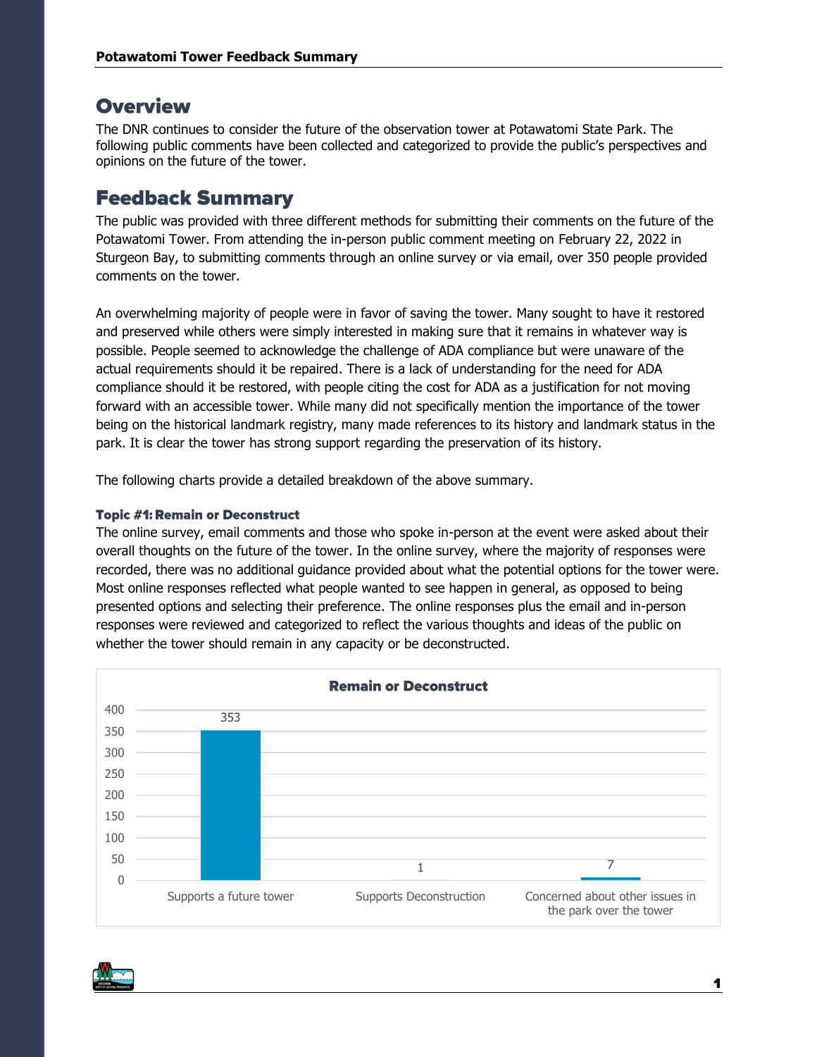## Overview

The DNR continues to consider the future of the observation tower at Potawatomi State Park. The following public comments have been collected and categorized to provide the public's perspectives and opinions on the future of the tower.

## Feedback Summary

The public was provided with three different methods for submitting their comments on the future of the Potawatomi Tower. From attending the in-person public comment meeting on February 22, 2022 in Sturgeon Bay, to submitting comments through an online survey or via email, over 350 people provided comments on the tower.

An overwhelming majority of people were in favor of saving the tower. Many sought to have it restored and preserved while others were simply interested in making sure that it remains in whatever way is possible. People seemed to acknowledge the challenge of ADA compliance but were unaware of the actual requirements should it be repaired. There is a lack of understanding for the need for ADA compliance should it be restored, with people citing the cost for ADA as a justification for not moving forward with an accessible tower. While many did not specifically mention the importance of the tower being on the historical landmark registry, many made references to its history and landmark status in the park. It is clear the tower has strong support regarding the preservation of its history.

The following charts provide a detailed breakdown of the above summary.

### Topic #1: Remain or Deconstruct

The online survey, email comments and those who spoke in-person at the event were asked about their overall thoughts on the future of the tower. In the online survey, where the majority of responses were recorded, there was no additional guidance provided about what the potential options for the tower were. Most online responses reflected what people wanted to see happen in general, as opposed to being presented options and selecting their preference. The online responses plus the email and in-person responses were reviewed and categorized to reflect the various thoughts and ideas of the public on whether the tower should remain in any capacity or be deconstructed.

**Remain or Deconstruct**

| Category | Count |
| --- | --- |
| Supports a future tower | 353 |
| Supports Deconstruction | 1 |
| Concerned about other issues in the park over the tower | 7 |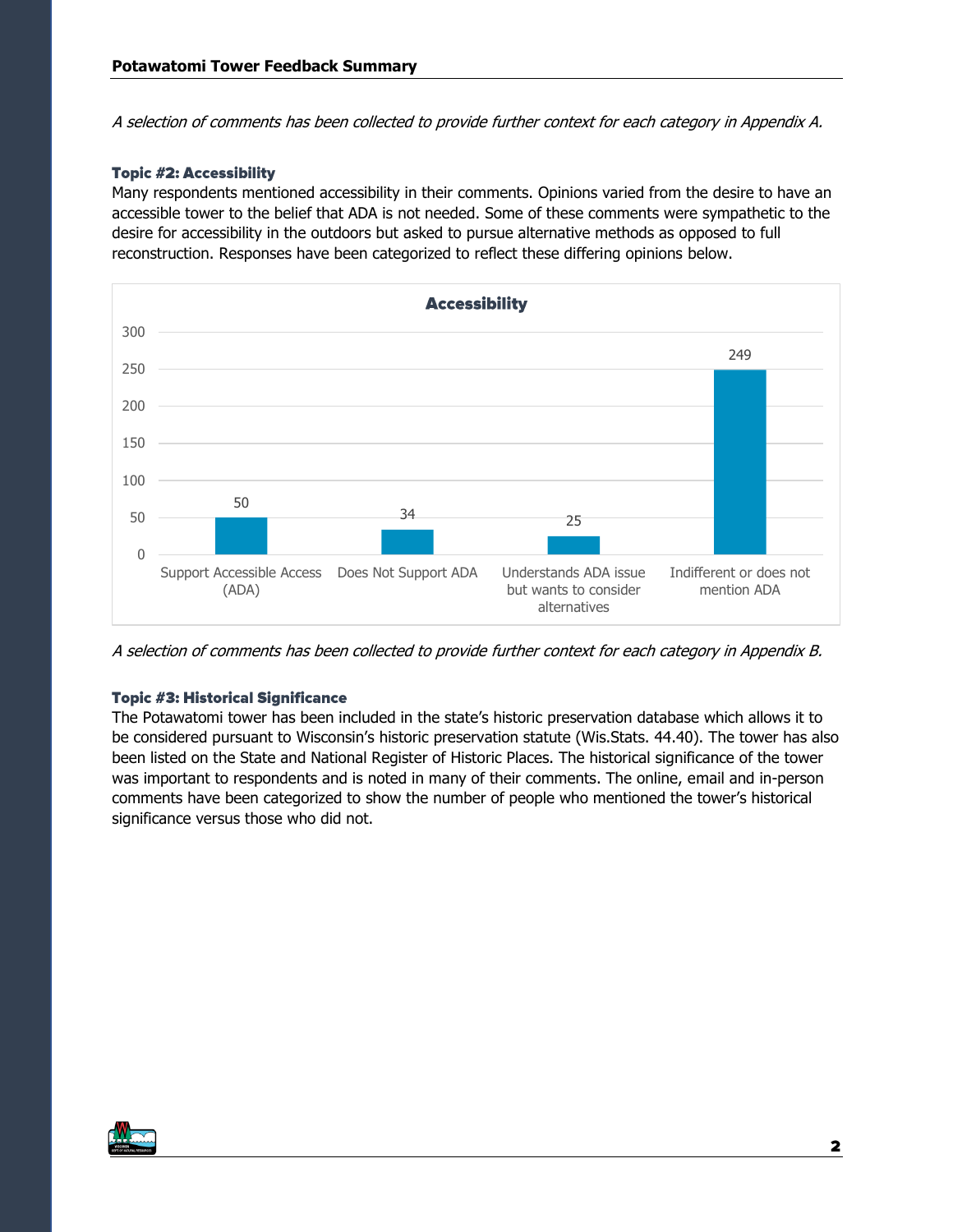*A selection of comments has been collected to provide further context for each category in Appendix A.*

### Topic #2: Accessibility

Many respondents mentioned accessibility in their comments. Opinions varied from the desire to have an accessible tower to the belief that ADA is not needed. Some of these comments were sympathetic to the desire for accessibility in the outdoors but asked to pursue alternative methods as opposed to full reconstruction. Responses have been categorized to reflect these differing opinions below.

**Accessibility**

| Category | Count |
| --- | --- |
| Support Accessible Access (ADA) | 50 |
| Does Not Support ADA | 34 |
| Understands ADA issue but wants to consider alternatives | 25 |
| Indifferent or does not mention ADA | 249 |

*A selection of comments has been collected to provide further context for each category in Appendix B.*

### Topic #3: Historical Significance

The Potawatomi tower has been included in the state's historic preservation database which allows it to be considered pursuant to Wisconsin's historic preservation statute (Wis.Stats. 44.40). The tower has also been listed on the State and National Register of Historic Places. The historical significance of the tower was important to respondents and is noted in many of their comments. The online, email and in-person comments have been categorized to show the number of people who mentioned the tower's historical significance versus those who did not.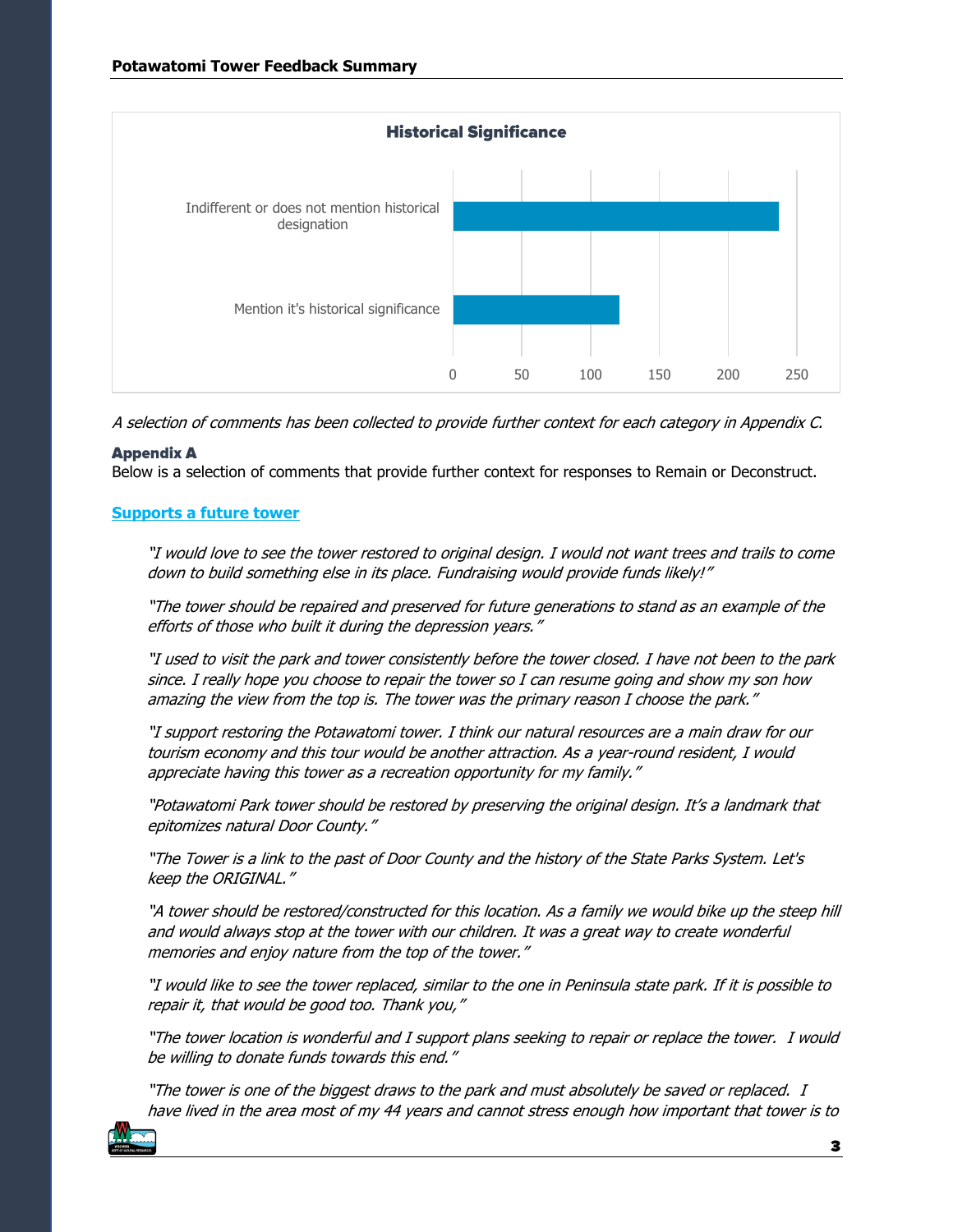**Historical Significance**

| Category | Value (approx.) |
| --- | --- |
| Indifferent or does not mention historical designation | ~237 |
| Mention it's historical significance | ~121 |

*A selection of comments has been collected to provide further context for each category in Appendix C.*

### Appendix A

Below is a selection of comments that provide further context for responses to Remain or Deconstruct.

#### Supports a future tower

*"I would love to see the tower restored to original design. I would not want trees and trails to come down to build something else in its place. Fundraising would provide funds likely!"*

*"The tower should be repaired and preserved for future generations to stand as an example of the efforts of those who built it during the depression years."*

*"I used to visit the park and tower consistently before the tower closed. I have not been to the park since. I really hope you choose to repair the tower so I can resume going and show my son how amazing the view from the top is. The tower was the primary reason I choose the park."*

*"I support restoring the Potawatomi tower. I think our natural resources are a main draw for our tourism economy and this tour would be another attraction. As a year-round resident, I would appreciate having this tower as a recreation opportunity for my family."*

*"Potawatomi Park tower should be restored by preserving the original design. It's a landmark that epitomizes natural Door County."*

*"The Tower is a link to the past of Door County and the history of the State Parks System. Let's keep the ORIGINAL."*

*"A tower should be restored/constructed for this location. As a family we would bike up the steep hill and would always stop at the tower with our children. It was a great way to create wonderful memories and enjoy nature from the top of the tower."*

*"I would like to see the tower replaced, similar to the one in Peninsula state park. If it is possible to repair it, that would be good too. Thank you,"*

*"The tower location is wonderful and I support plans seeking to repair or replace the tower. I would be willing to donate funds towards this end."*

*"The tower is one of the biggest draws to the park and must absolutely be saved or replaced. I have lived in the area most of my 44 years and cannot stress enough how important that tower is to*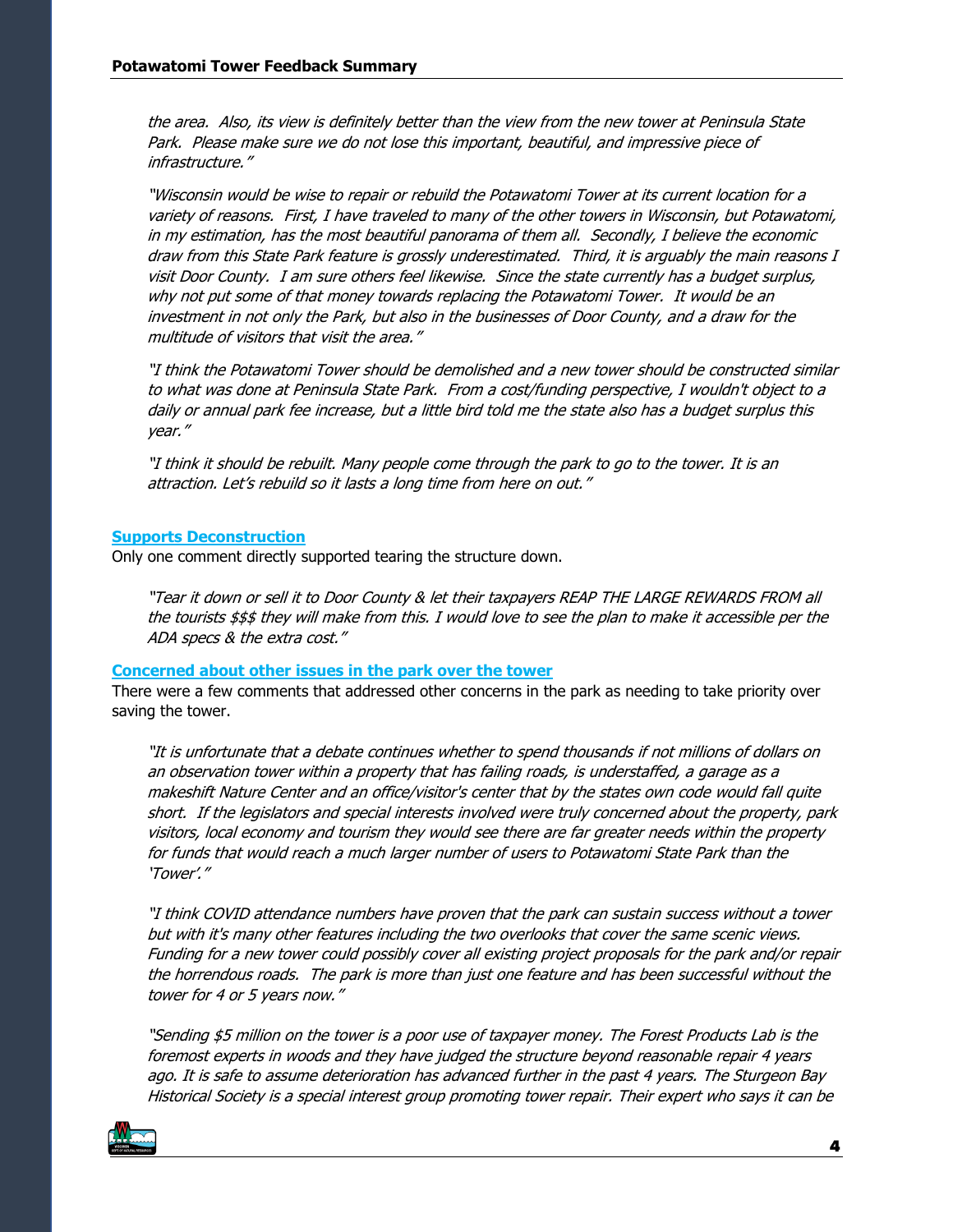*the area. Also, its view is definitely better than the view from the new tower at Peninsula State Park. Please make sure we do not lose this important, beautiful, and impressive piece of infrastructure."*

*"Wisconsin would be wise to repair or rebuild the Potawatomi Tower at its current location for a variety of reasons. First, I have traveled to many of the other towers in Wisconsin, but Potawatomi, in my estimation, has the most beautiful panorama of them all. Secondly, I believe the economic draw from this State Park feature is grossly underestimated. Third, it is arguably the main reasons I visit Door County. I am sure others feel likewise. Since the state currently has a budget surplus, why not put some of that money towards replacing the Potawatomi Tower. It would be an investment in not only the Park, but also in the businesses of Door County, and a draw for the multitude of visitors that visit the area."*

*"I think the Potawatomi Tower should be demolished and a new tower should be constructed similar to what was done at Peninsula State Park. From a cost/funding perspective, I wouldn't object to a daily or annual park fee increase, but a little bird told me the state also has a budget surplus this year."*

*"I think it should be rebuilt. Many people come through the park to go to the tower. It is an attraction. Let's rebuild so it lasts a long time from here on out."*

### Supports Deconstruction

Only one comment directly supported tearing the structure down.

*"Tear it down or sell it to Door County & let their taxpayers REAP THE LARGE REWARDS FROM all the tourists $$$ they will make from this. I would love to see the plan to make it accessible per the ADA specs & the extra cost."*

### Concerned about other issues in the park over the tower

There were a few comments that addressed other concerns in the park as needing to take priority over saving the tower.

*"It is unfortunate that a debate continues whether to spend thousands if not millions of dollars on an observation tower within a property that has failing roads, is understaffed, a garage as a makeshift Nature Center and an office/visitor's center that by the states own code would fall quite short. If the legislators and special interests involved were truly concerned about the property, park visitors, local economy and tourism they would see there are far greater needs within the property for funds that would reach a much larger number of users to Potawatomi State Park than the 'Tower'."*

*"I think COVID attendance numbers have proven that the park can sustain success without a tower but with it's many other features including the two overlooks that cover the same scenic views. Funding for a new tower could possibly cover all existing project proposals for the park and/or repair the horrendous roads. The park is more than just one feature and has been successful without the tower for 4 or 5 years now."*

*"Sending $5 million on the tower is a poor use of taxpayer money. The Forest Products Lab is the foremost experts in woods and they have judged the structure beyond reasonable repair 4 years ago. It is safe to assume deterioration has advanced further in the past 4 years. The Sturgeon Bay Historical Society is a special interest group promoting tower repair. Their expert who says it can be*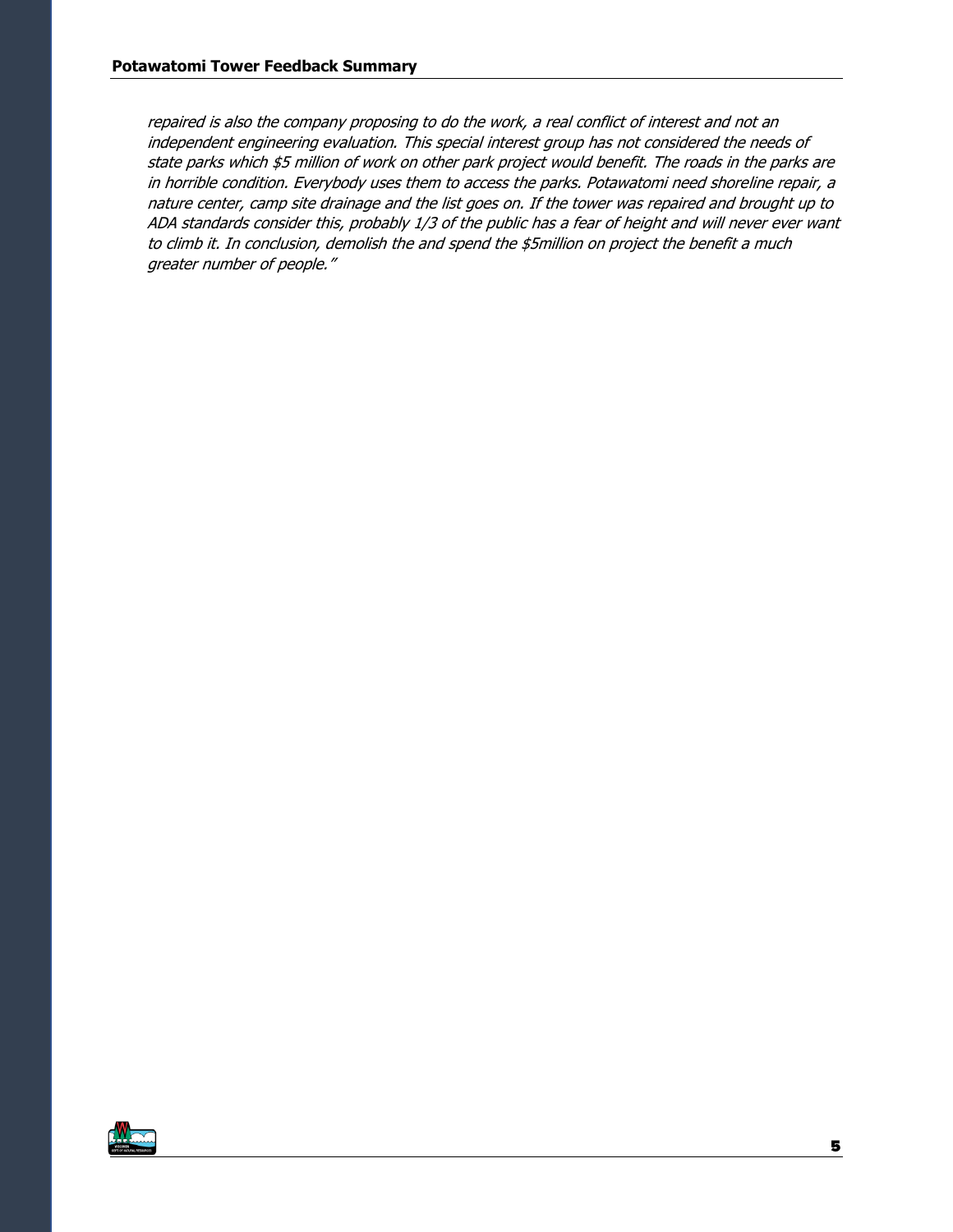*repaired is also the company proposing to do the work, a real conflict of interest and not an independent engineering evaluation. This special interest group has not considered the needs of state parks which $5 million of work on other park project would benefit. The roads in the parks are in horrible condition. Everybody uses them to access the parks. Potawatomi need shoreline repair, a nature center, camp site drainage and the list goes on. If the tower was repaired and brought up to ADA standards consider this, probably 1/3 of the public has a fear of height and will never ever want to climb it. In conclusion, demolish the and spend the $5million on project the benefit a much greater number of people."*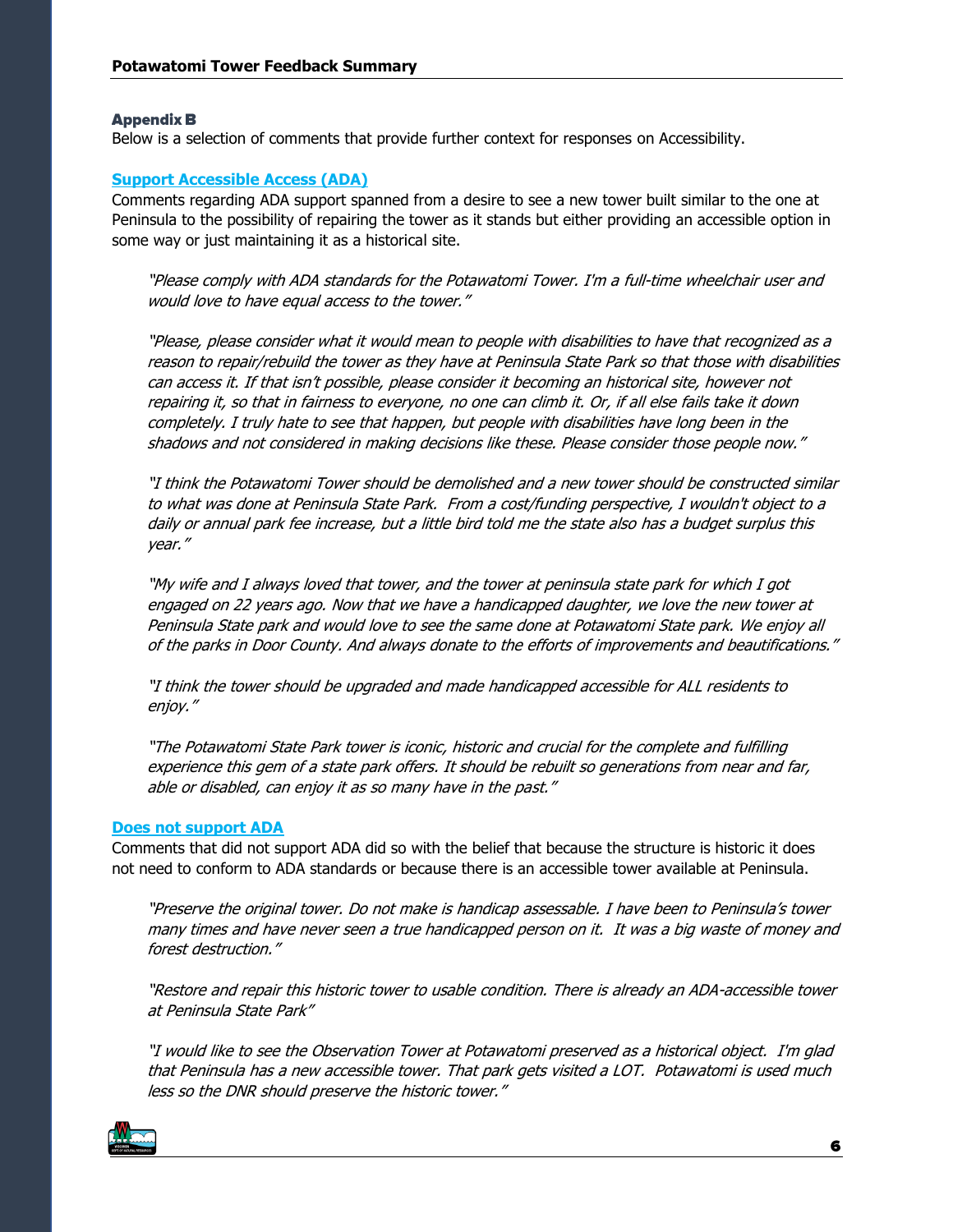## Appendix B

Below is a selection of comments that provide further context for responses on Accessibility.

### Support Accessible Access (ADA)

Comments regarding ADA support spanned from a desire to see a new tower built similar to the one at Peninsula to the possibility of repairing the tower as it stands but either providing an accessible option in some way or just maintaining it as a historical site.

> *"Please comply with ADA standards for the Potawatomi Tower. I'm a full-time wheelchair user and would love to have equal access to the tower."*
>
> *"Please, please consider what it would mean to people with disabilities to have that recognized as a reason to repair/rebuild the tower as they have at Peninsula State Park so that those with disabilities can access it. If that isn't possible, please consider it becoming an historical site, however not repairing it, so that in fairness to everyone, no one can climb it. Or, if all else fails take it down completely. I truly hate to see that happen, but people with disabilities have long been in the shadows and not considered in making decisions like these. Please consider those people now."*
>
> *"I think the Potawatomi Tower should be demolished and a new tower should be constructed similar to what was done at Peninsula State Park. From a cost/funding perspective, I wouldn't object to a daily or annual park fee increase, but a little bird told me the state also has a budget surplus this year."*
>
> *"My wife and I always loved that tower, and the tower at peninsula state park for which I got engaged on 22 years ago. Now that we have a handicapped daughter, we love the new tower at Peninsula State park and would love to see the same done at Potawatomi State park. We enjoy all of the parks in Door County. And always donate to the efforts of improvements and beautifications."*
>
> *"I think the tower should be upgraded and made handicapped accessible for ALL residents to enjoy."*
>
> *"The Potawatomi State Park tower is iconic, historic and crucial for the complete and fulfilling experience this gem of a state park offers. It should be rebuilt so generations from near and far, able or disabled, can enjoy it as so many have in the past."*

### Does not support ADA

Comments that did not support ADA did so with the belief that because the structure is historic it does not need to conform to ADA standards or because there is an accessible tower available at Peninsula.

> *"Preserve the original tower. Do not make is handicap assessable. I have been to Peninsula's tower many times and have never seen a true handicapped person on it. It was a big waste of money and forest destruction."*
>
> *"Restore and repair this historic tower to usable condition. There is already an ADA-accessible tower at Peninsula State Park"*
>
> *"I would like to see the Observation Tower at Potawatomi preserved as a historical object. I'm glad that Peninsula has a new accessible tower. That park gets visited a LOT. Potawatomi is used much less so the DNR should preserve the historic tower."*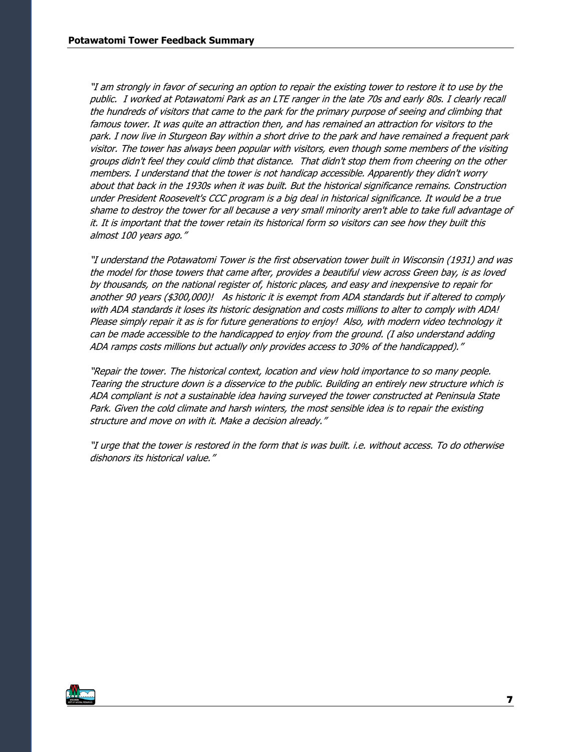*"I am strongly in favor of securing an option to repair the existing tower to restore it to use by the public. I worked at Potawatomi Park as an LTE ranger in the late 70s and early 80s. I clearly recall the hundreds of visitors that came to the park for the primary purpose of seeing and climbing that famous tower. It was quite an attraction then, and has remained an attraction for visitors to the park. I now live in Sturgeon Bay within a short drive to the park and have remained a frequent park visitor. The tower has always been popular with visitors, even though some members of the visiting groups didn't feel they could climb that distance. That didn't stop them from cheering on the other members. I understand that the tower is not handicap accessible. Apparently they didn't worry about that back in the 1930s when it was built. But the historical significance remains. Construction under President Roosevelt's CCC program is a big deal in historical significance. It would be a true shame to destroy the tower for all because a very small minority aren't able to take full advantage of it. It is important that the tower retain its historical form so visitors can see how they built this almost 100 years ago."*

*"I understand the Potawatomi Tower is the first observation tower built in Wisconsin (1931) and was the model for those towers that came after, provides a beautiful view across Green bay, is as loved by thousands, on the national register of, historic places, and easy and inexpensive to repair for another 90 years ($300,000)! As historic it is exempt from ADA standards but if altered to comply with ADA standards it loses its historic designation and costs millions to alter to comply with ADA! Please simply repair it as is for future generations to enjoy! Also, with modern video technology it can be made accessible to the handicapped to enjoy from the ground. (I also understand adding ADA ramps costs millions but actually only provides access to 30% of the handicapped)."*

*"Repair the tower. The historical context, location and view hold importance to so many people. Tearing the structure down is a disservice to the public. Building an entirely new structure which is ADA compliant is not a sustainable idea having surveyed the tower constructed at Peninsula State Park. Given the cold climate and harsh winters, the most sensible idea is to repair the existing structure and move on with it. Make a decision already."*

*"I urge that the tower is restored in the form that is was built. i.e. without access. To do otherwise dishonors its historical value."*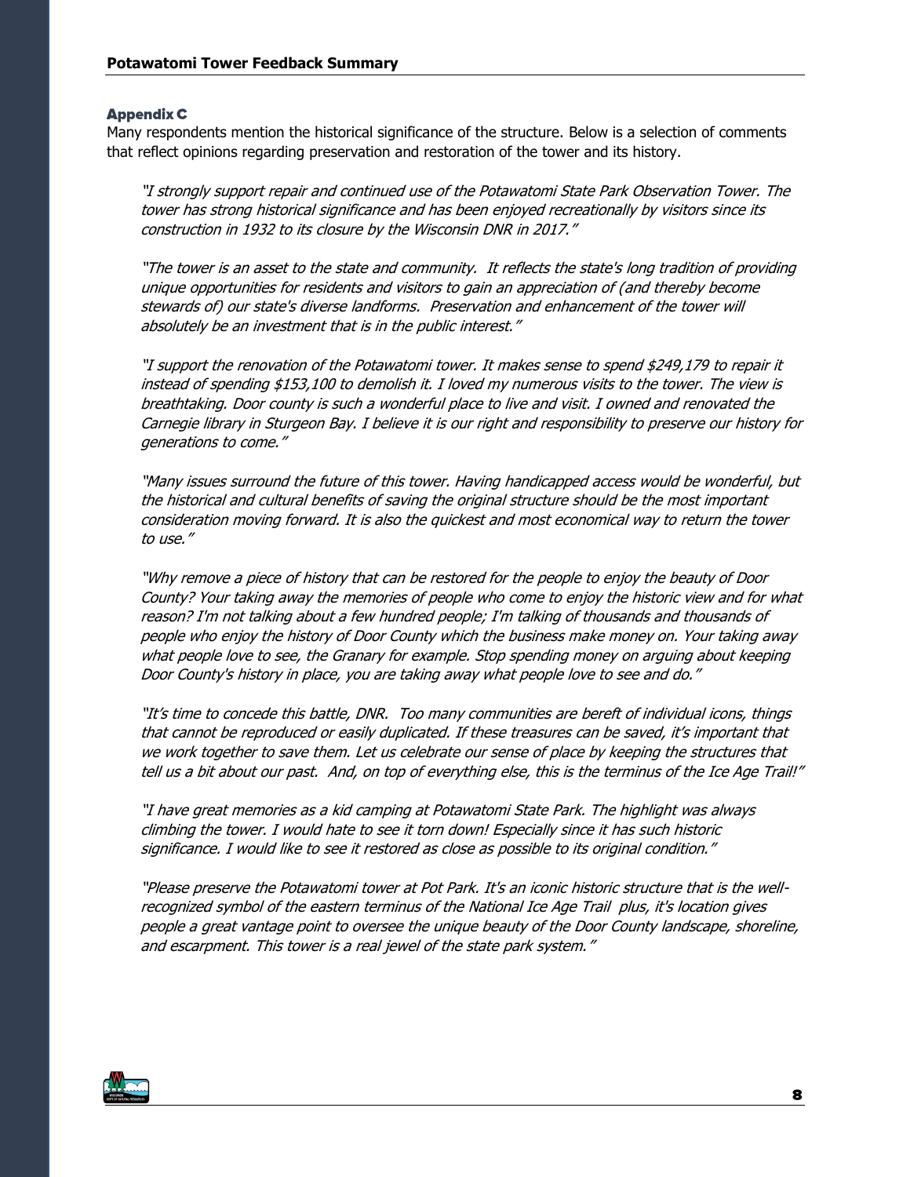### Appendix C

Many respondents mention the historical significance of the structure. Below is a selection of comments that reflect opinions regarding preservation and restoration of the tower and its history.

> *"I strongly support repair and continued use of the Potawatomi State Park Observation Tower. The tower has strong historical significance and has been enjoyed recreationally by visitors since its construction in 1932 to its closure by the Wisconsin DNR in 2017."*

> *"The tower is an asset to the state and community. It reflects the state's long tradition of providing unique opportunities for residents and visitors to gain an appreciation of (and thereby become stewards of) our state's diverse landforms. Preservation and enhancement of the tower will absolutely be an investment that is in the public interest."*

> *"I support the renovation of the Potawatomi tower. It makes sense to spend $249,179 to repair it instead of spending $153,100 to demolish it. I loved my numerous visits to the tower. The view is breathtaking. Door county is such a wonderful place to live and visit. I owned and renovated the Carnegie library in Sturgeon Bay. I believe it is our right and responsibility to preserve our history for generations to come."*

> *"Many issues surround the future of this tower. Having handicapped access would be wonderful, but the historical and cultural benefits of saving the original structure should be the most important consideration moving forward. It is also the quickest and most economical way to return the tower to use."*

> *"Why remove a piece of history that can be restored for the people to enjoy the beauty of Door County? Your taking away the memories of people who come to enjoy the historic view and for what reason? I'm not talking about a few hundred people; I'm talking of thousands and thousands of people who enjoy the history of Door County which the business make money on. Your taking away what people love to see, the Granary for example. Stop spending money on arguing about keeping Door County's history in place, you are taking away what people love to see and do."*

> *"It's time to concede this battle, DNR. Too many communities are bereft of individual icons, things that cannot be reproduced or easily duplicated. If these treasures can be saved, it's important that we work together to save them. Let us celebrate our sense of place by keeping the structures that tell us a bit about our past. And, on top of everything else, this is the terminus of the Ice Age Trail!"*

> *"I have great memories as a kid camping at Potawatomi State Park. The highlight was always climbing the tower. I would hate to see it torn down! Especially since it has such historic significance. I would like to see it restored as close as possible to its original condition."*

> *"Please preserve the Potawatomi tower at Pot Park. It's an iconic historic structure that is the well-recognized symbol of the eastern terminus of the National Ice Age Trail plus, it's location gives people a great vantage point to oversee the unique beauty of the Door County landscape, shoreline, and escarpment. This tower is a real jewel of the state park system."*